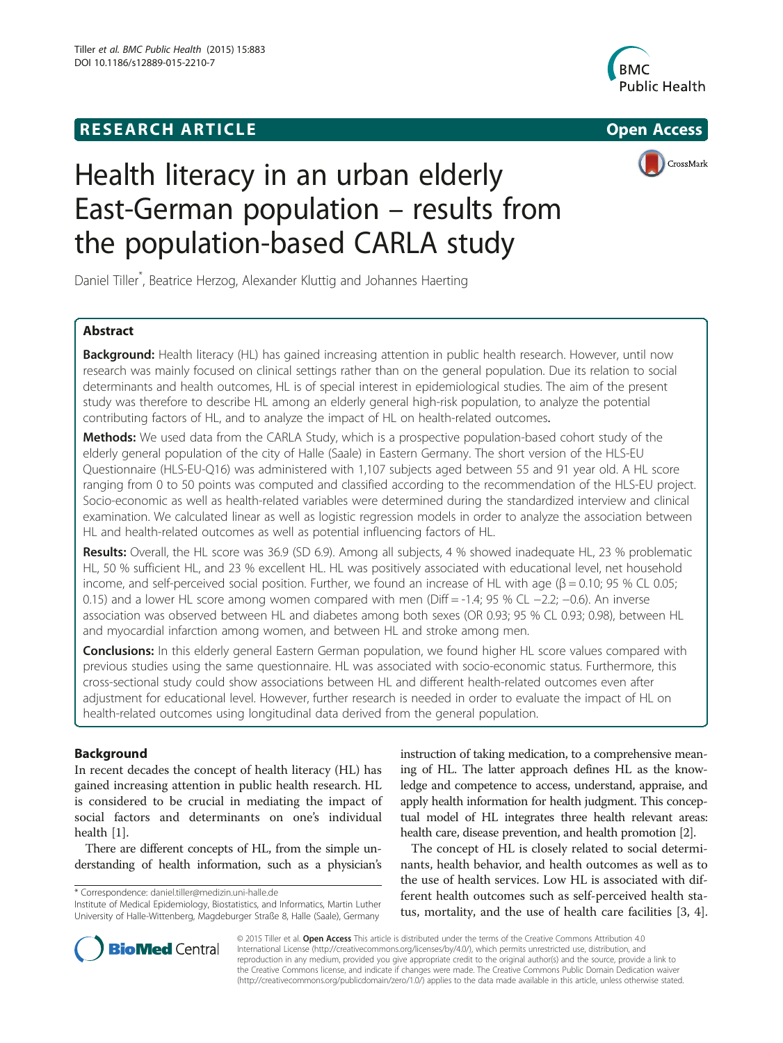RESEARCH ARTICLE **Open Access**

# Health literacy in an urban elderly East-German population – results from the population-based CARLA study

Daniel Tiller*, Beatrice Herzog, Alexander Kluttig and Johannes Haerting

## Abstract

**Background:** Health literacy (HL) has gained increasing attention in public health research. However, until now research was mainly focused on clinical settings rather than on the general population. Due its relation to social determinants and health outcomes, HL is of special interest in epidemiological studies. The aim of the present study was therefore to describe HL among an elderly general high-risk population, to analyze the potential contributing factors of HL, and to analyze the impact of HL on health-related outcomes.

**Methods:** We used data from the CARLA Study, which is a prospective population-based cohort study of the elderly general population of the city of Halle (Saale) in Eastern Germany. The short version of the HLS-EU Questionnaire (HLS-EU-Q16) was administered with 1,107 subjects aged between 55 and 91 year old. A HL score ranging from 0 to 50 points was computed and classified according to the recommendation of the HLS-EU project. Socio-economic as well as health-related variables were determined during the standardized interview and clinical examination. We calculated linear as well as logistic regression models in order to analyze the association between HL and health-related outcomes as well as potential influencing factors of HL.

**Results:** Overall, the HL score was 36.9 (SD 6.9). Among all subjects, 4 % showed inadequate HL, 23 % problematic HL, 50 % sufficient HL, and 23 % excellent HL. HL was positively associated with educational level, net household income, and self-perceived social position. Further, we found an increase of HL with age (β = 0.10; 95 % CL 0.05; 0.15) and a lower HL score among women compared with men (Diff = -1.4; 95 % CL −2.2; −0.6). An inverse association was observed between HL and diabetes among both sexes (OR 0.93; 95 % CL 0.93; 0.98), between HL and myocardial infarction among women, and between HL and stroke among men.

**Conclusions:** In this elderly general Eastern German population, we found higher HL score values compared with previous studies using the same questionnaire. HL was associated with socio-economic status. Furthermore, this cross-sectional study could show associations between HL and different health-related outcomes even after adjustment for educational level. However, further research is needed in order to evaluate the impact of HL on health-related outcomes using longitudinal data derived from the general population.

## Background

In recent decades the concept of health literacy (HL) has gained increasing attention in public health research. HL is considered to be crucial in mediating the impact of social factors and determinants on one's individual health [1].

There are different concepts of HL, from the simple understanding of health information, such as a physician's instruction of taking medication, to a comprehensive meaning of HL. The latter approach defines HL as the knowledge and competence to access, understand, appraise, and apply health information for health judgment. This conceptual model of HL integrates three health relevant areas: health care, disease prevention, and health promotion [2].

The concept of HL is closely related to social determinants, health behavior, and health outcomes as well as to the use of health services. Low HL is associated with different health outcomes such as self-perceived health status, mortality, and the use of health care facilities [3, 4].

* Correspondence: daniel.tiller@medizin.uni-halle.de
Institute of Medical Epidemiology, Biostatistics, and Informatics, Martin Luther University of Halle-Wittenberg, Magdeburger Straße 8, Halle (Saale), Germany

© 2015 Tiller et al. **Open Access** This article is distributed under the terms of the Creative Commons Attribution 4.0 International License (http://creativecommons.org/licenses/by/4.0/), which permits unrestricted use, distribution, and reproduction in any medium, provided you give appropriate credit to the original author(s) and the source, provide a link to the Creative Commons license, and indicate if changes were made. The Creative Commons Public Domain Dedication waiver (http://creativecommons.org/publicdomain/zero/1.0/) applies to the data made available in this article, unless otherwise stated.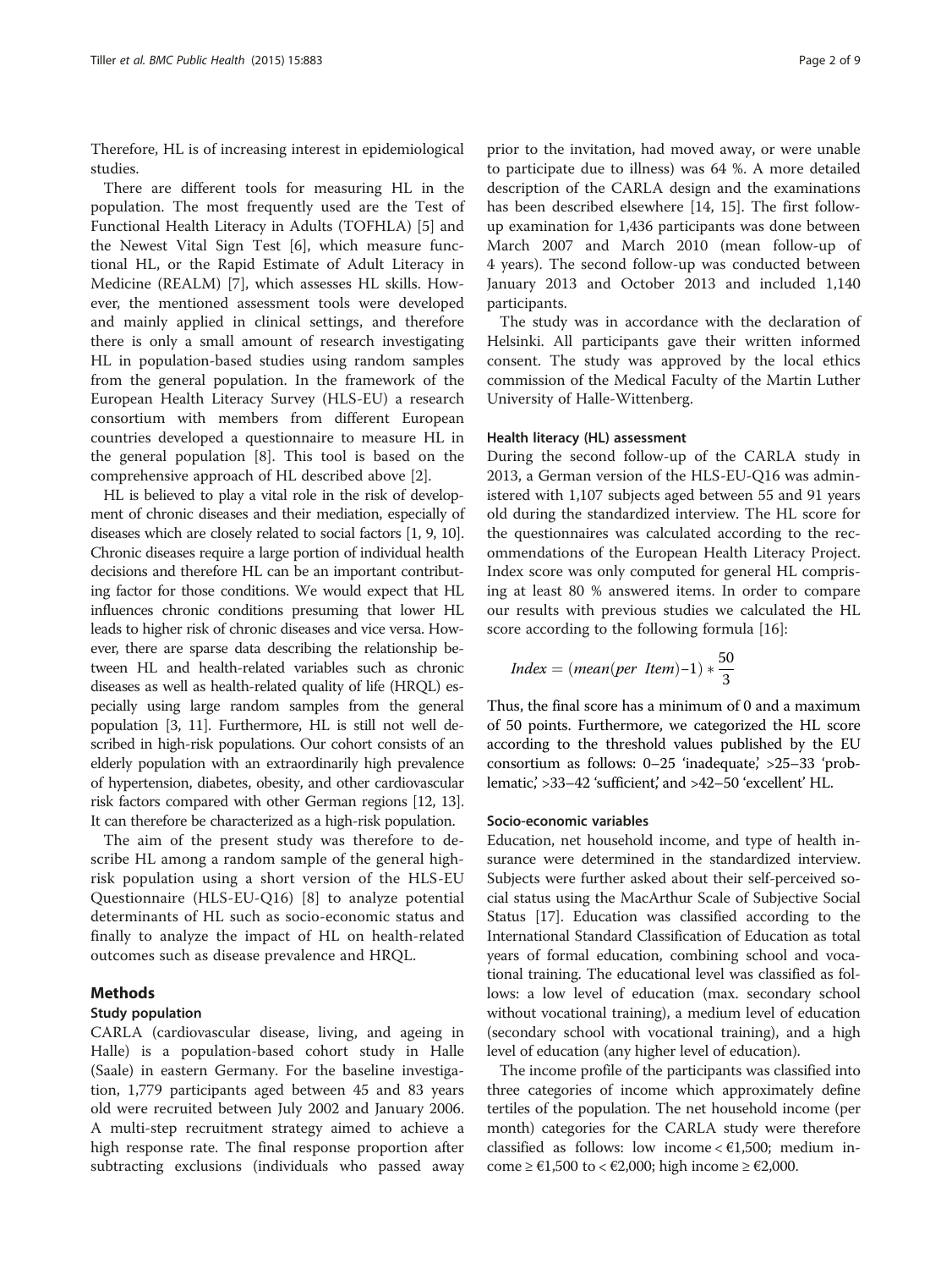Therefore, HL is of increasing interest in epidemiological studies.

There are different tools for measuring HL in the population. The most frequently used are the Test of Functional Health Literacy in Adults (TOFHLA) [5] and the Newest Vital Sign Test [6], which measure functional HL, or the Rapid Estimate of Adult Literacy in Medicine (REALM) [7], which assesses HL skills. However, the mentioned assessment tools were developed and mainly applied in clinical settings, and therefore there is only a small amount of research investigating HL in population-based studies using random samples from the general population. In the framework of the European Health Literacy Survey (HLS-EU) a research consortium with members from different European countries developed a questionnaire to measure HL in the general population [8]. This tool is based on the comprehensive approach of HL described above [2].

HL is believed to play a vital role in the risk of development of chronic diseases and their mediation, especially of diseases which are closely related to social factors [1, 9, 10]. Chronic diseases require a large portion of individual health decisions and therefore HL can be an important contributing factor for those conditions. We would expect that HL influences chronic conditions presuming that lower HL leads to higher risk of chronic diseases and vice versa. However, there are sparse data describing the relationship between HL and health-related variables such as chronic diseases as well as health-related quality of life (HRQL) especially using large random samples from the general population [3, 11]. Furthermore, HL is still not well described in high-risk populations. Our cohort consists of an elderly population with an extraordinarily high prevalence of hypertension, diabetes, obesity, and other cardiovascular risk factors compared with other German regions [12, 13]. It can therefore be characterized as a high-risk population.

The aim of the present study was therefore to describe HL among a random sample of the general high-risk population using a short version of the HLS-EU Questionnaire (HLS-EU-Q16) [8] to analyze potential determinants of HL such as socio-economic status and finally to analyze the impact of HL on health-related outcomes such as disease prevalence and HRQL.

## Methods

### Study population

CARLA (cardiovascular disease, living, and ageing in Halle) is a population-based cohort study in Halle (Saale) in eastern Germany. For the baseline investigation, 1,779 participants aged between 45 and 83 years old were recruited between July 2002 and January 2006. A multi-step recruitment strategy aimed to achieve a high response rate. The final response proportion after subtracting exclusions (individuals who passed away prior to the invitation, had moved away, or were unable to participate due to illness) was 64 %. A more detailed description of the CARLA design and the examinations has been described elsewhere [14, 15]. The first follow-up examination for 1,436 participants was done between March 2007 and March 2010 (mean follow-up of 4 years). The second follow-up was conducted between January 2013 and October 2013 and included 1,140 participants.

The study was in accordance with the declaration of Helsinki. All participants gave their written informed consent. The study was approved by the local ethics commission of the Medical Faculty of the Martin Luther University of Halle-Wittenberg.

### Health literacy (HL) assessment

During the second follow-up of the CARLA study in 2013, a German version of the HLS-EU-Q16 was administered with 1,107 subjects aged between 55 and 91 years old during the standardized interview. The HL score for the questionnaires was calculated according to the recommendations of the European Health Literacy Project. Index score was only computed for general HL comprising at least 80 % answered items. In order to compare our results with previous studies we calculated the HL score according to the following formula [16]:

$$Index = (mean(per\ \ Item) - 1) * \frac{50}{3}$$

Thus, the final score has a minimum of 0 and a maximum of 50 points. Furthermore, we categorized the HL score according to the threshold values published by the EU consortium as follows: 0–25 'inadequate,' >25–33 'problematic,' >33–42 'sufficient,' and >42–50 'excellent' HL.

### Socio-economic variables

Education, net household income, and type of health insurance were determined in the standardized interview. Subjects were further asked about their self-perceived social status using the MacArthur Scale of Subjective Social Status [17]. Education was classified according to the International Standard Classification of Education as total years of formal education, combining school and vocational training. The educational level was classified as follows: a low level of education (max. secondary school without vocational training), a medium level of education (secondary school with vocational training), and a high level of education (any higher level of education).

The income profile of the participants was classified into three categories of income which approximately define tertiles of the population. The net household income (per month) categories for the CARLA study were therefore classified as follows: low income < €1,500; medium income ≥ €1,500 to < €2,000; high income ≥ €2,000.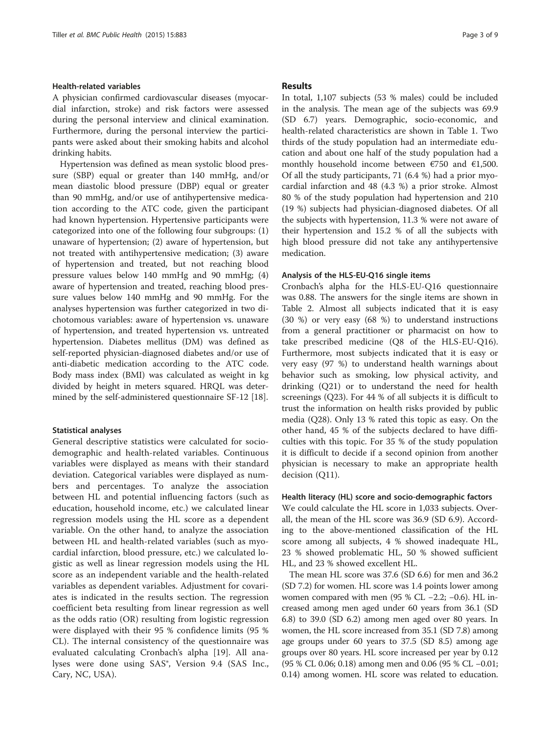#### Health-related variables

A physician confirmed cardiovascular diseases (myocardial infarction, stroke) and risk factors were assessed during the personal interview and clinical examination. Furthermore, during the personal interview the participants were asked about their smoking habits and alcohol drinking habits.

Hypertension was defined as mean systolic blood pressure (SBP) equal or greater than 140 mmHg, and/or mean diastolic blood pressure (DBP) equal or greater than 90 mmHg, and/or use of antihypertensive medication according to the ATC code, given the participant had known hypertension. Hypertensive participants were categorized into one of the following four subgroups: (1) unaware of hypertension; (2) aware of hypertension, but not treated with antihypertensive medication; (3) aware of hypertension and treated, but not reaching blood pressure values below 140 mmHg and 90 mmHg; (4) aware of hypertension and treated, reaching blood pressure values below 140 mmHg and 90 mmHg. For the analyses hypertension was further categorized in two dichotomous variables: aware of hypertension vs. unaware of hypertension, and treated hypertension vs. untreated hypertension. Diabetes mellitus (DM) was defined as self-reported physician-diagnosed diabetes and/or use of anti-diabetic medication according to the ATC code. Body mass index (BMI) was calculated as weight in kg divided by height in meters squared. HRQL was determined by the self-administered questionnaire SF-12 [18].

#### Statistical analyses

General descriptive statistics were calculated for socio-demographic and health-related variables. Continuous variables were displayed as means with their standard deviation. Categorical variables were displayed as numbers and percentages. To analyze the association between HL and potential influencing factors (such as education, household income, etc.) we calculated linear regression models using the HL score as a dependent variable. On the other hand, to analyze the association between HL and health-related variables (such as myocardial infarction, blood pressure, etc.) we calculated logistic as well as linear regression models using the HL score as an independent variable and the health-related variables as dependent variables. Adjustment for covariates is indicated in the results section. The regression coefficient beta resulting from linear regression as well as the odds ratio (OR) resulting from logistic regression were displayed with their 95 % confidence limits (95 % CL). The internal consistency of the questionnaire was evaluated calculating Cronbach's alpha [19]. All analyses were done using SAS®, Version 9.4 (SAS Inc., Cary, NC, USA).

## Results

In total, 1,107 subjects (53 % males) could be included in the analysis. The mean age of the subjects was 69.9 (SD 6.7) years. Demographic, socio-economic, and health-related characteristics are shown in Table 1. Two thirds of the study population had an intermediate education and about one half of the study population had a monthly household income between €750 and €1,500. Of all the study participants, 71 (6.4 %) had a prior myocardial infarction and 48 (4.3 %) a prior stroke. Almost 80 % of the study population had hypertension and 210 (19 %) subjects had physician-diagnosed diabetes. Of all the subjects with hypertension, 11.3 % were not aware of their hypertension and 15.2 % of all the subjects with high blood pressure did not take any antihypertensive medication.

#### Analysis of the HLS-EU-Q16 single items

Cronbach's alpha for the HLS-EU-Q16 questionnaire was 0.88. The answers for the single items are shown in Table 2. Almost all subjects indicated that it is easy (30 %) or very easy (68 %) to understand instructions from a general practitioner or pharmacist on how to take prescribed medicine (Q8 of the HLS-EU-Q16). Furthermore, most subjects indicated that it is easy or very easy (97 %) to understand health warnings about behavior such as smoking, low physical activity, and drinking (Q21) or to understand the need for health screenings (Q23). For 44 % of all subjects it is difficult to trust the information on health risks provided by public media (Q28). Only 13 % rated this topic as easy. On the other hand, 45 % of the subjects declared to have difficulties with this topic. For 35 % of the study population it is difficult to decide if a second opinion from another physician is necessary to make an appropriate health decision (Q11).

#### Health literacy (HL) score and socio-demographic factors

We could calculate the HL score in 1,033 subjects. Overall, the mean of the HL score was 36.9 (SD 6.9). According to the above-mentioned classification of the HL score among all subjects, 4 % showed inadequate HL, 23 % showed problematic HL, 50 % showed sufficient HL, and 23 % showed excellent HL.

The mean HL score was 37.6 (SD 6.6) for men and 36.2 (SD 7.2) for women. HL score was 1.4 points lower among women compared with men (95 % CL −2.2; −0.6). HL increased among men aged under 60 years from 36.1 (SD 6.8) to 39.0 (SD 6.2) among men aged over 80 years. In women, the HL score increased from 35.1 (SD 7.8) among age groups under 60 years to 37.5 (SD 8.5) among age groups over 80 years. HL score increased per year by 0.12 (95 % CL 0.06; 0.18) among men and 0.06 (95 % CL −0.01; 0.14) among women. HL score was related to education.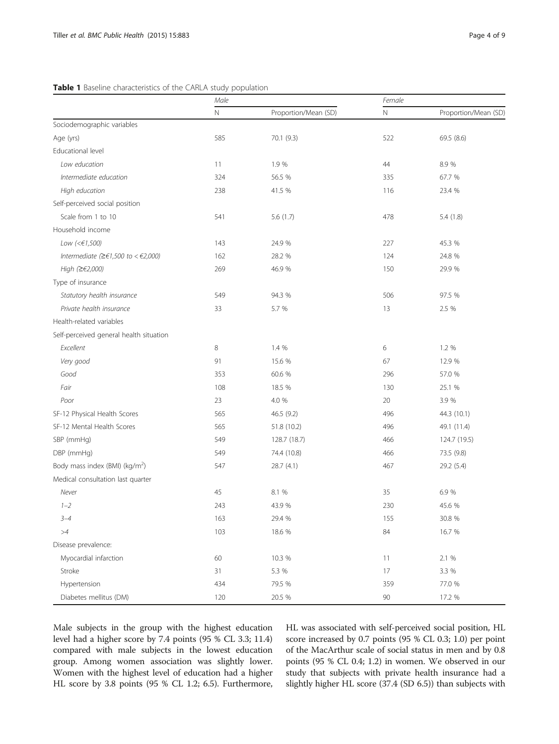**Table 1** Baseline characteristics of the CARLA study population

| | Male | | Female | |
|---|---|---|---|---|
| | N | Proportion/Mean (SD) | N | Proportion/Mean (SD) |
| Sociodemographic variables | | | | |
| Age (yrs) | 585 | 70.1 (9.3) | 522 | 69.5 (8.6) |
| Educational level | | | | |
| *Low education* | 11 | 1.9 % | 44 | 8.9 % |
| *Intermediate education* | 324 | 56.5 % | 335 | 67.7 % |
| *High education* | 238 | 41.5 % | 116 | 23.4 % |
| Self-perceived social position | | | | |
| Scale from 1 to 10 | 541 | 5.6 (1.7) | 478 | 5.4 (1.8) |
| Household income | | | | |
| *Low (<€1,500)* | 143 | 24.9 % | 227 | 45.3 % |
| *Intermediate (≥€1,500 to < €2,000)* | 162 | 28.2 % | 124 | 24.8 % |
| *High (≥€2,000)* | 269 | 46.9 % | 150 | 29.9 % |
| Type of insurance | | | | |
| *Statutory health insurance* | 549 | 94.3 % | 506 | 97.5 % |
| *Private health insurance* | 33 | 5.7 % | 13 | 2.5 % |
| Health-related variables | | | | |
| Self-perceived general health situation | | | | |
| *Excellent* | 8 | 1.4 % | 6 | 1.2 % |
| *Very good* | 91 | 15.6 % | 67 | 12.9 % |
| *Good* | 353 | 60.6 % | 296 | 57.0 % |
| *Fair* | 108 | 18.5 % | 130 | 25.1 % |
| *Poor* | 23 | 4.0 % | 20 | 3.9 % |
| SF-12 Physical Health Scores | 565 | 46.5 (9.2) | 496 | 44.3 (10.1) |
| SF-12 Mental Health Scores | 565 | 51.8 (10.2) | 496 | 49.1 (11.4) |
| SBP (mmHg) | 549 | 128.7 (18.7) | 466 | 124.7 (19.5) |
| DBP (mmHg) | 549 | 74.4 (10.8) | 466 | 73.5 (9.8) |
| Body mass index (BMI) (kg/m$^2$) | 547 | 28.7 (4.1) | 467 | 29.2 (5.4) |
| Medical consultation last quarter | | | | |
| *Never* | 45 | 8.1 % | 35 | 6.9 % |
| *1–2* | 243 | 43.9 % | 230 | 45.6 % |
| *3–4* | 163 | 29.4 % | 155 | 30.8 % |
| *>4* | 103 | 18.6 % | 84 | 16.7 % |
| Disease prevalence: | | | | |
| Myocardial infarction | 60 | 10.3 % | 11 | 2.1 % |
| Stroke | 31 | 5.3 % | 17 | 3.3 % |
| Hypertension | 434 | 79.5 % | 359 | 77.0 % |
| Diabetes mellitus (DM) | 120 | 20.5 % | 90 | 17.2 % |

Male subjects in the group with the highest education level had a higher score by 7.4 points (95 % CL 3.3; 11.4) compared with male subjects in the lowest education group. Among women association was slightly lower. Women with the highest level of education had a higher HL score by 3.8 points (95 % CL 1.2; 6.5). Furthermore, HL was associated with self-perceived social position, HL score increased by 0.7 points (95 % CL 0.3; 1.0) per point of the MacArthur scale of social status in men and by 0.8 points (95 % CL 0.4; 1.2) in women. We observed in our study that subjects with private health insurance had a slightly higher HL score (37.4 (SD 6.5)) than subjects with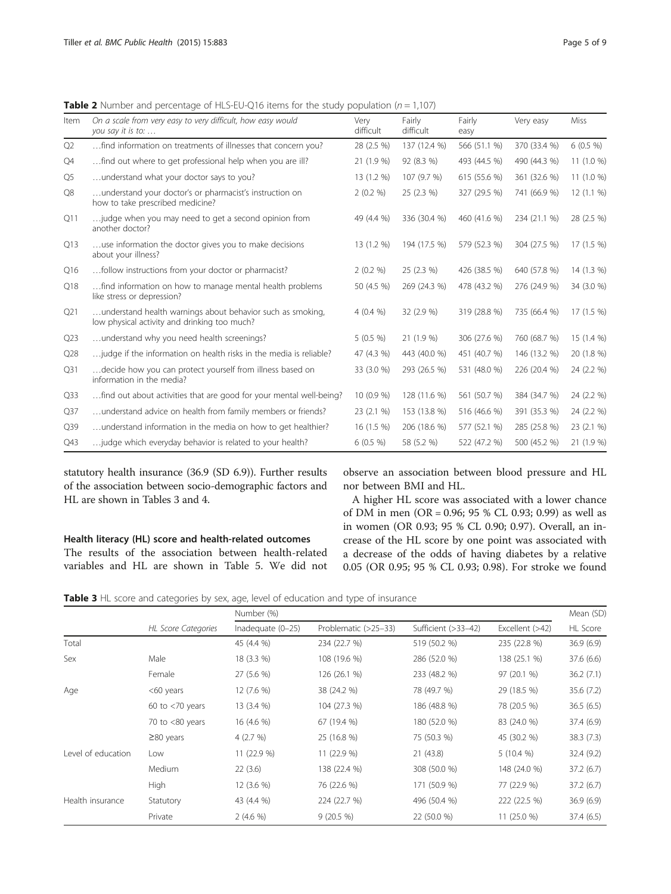**Table 2** Number and percentage of HLS-EU-Q16 items for the study population (*n* = 1,107)

| Item | *On a scale from very easy to very difficult, how easy would you say it is to: …* | Very difficult | Fairly difficult | Fairly easy | Very easy | Miss |
|---|---|---|---|---|---|---|
| Q2 | …find information on treatments of illnesses that concern you? | 28 (2.5 %) | 137 (12.4 %) | 566 (51.1 %) | 370 (33.4 %) | 6 (0.5 %) |
| Q4 | …find out where to get professional help when you are ill? | 21 (1.9 %) | 92 (8.3 %) | 493 (44.5 %) | 490 (44.3 %) | 11 (1.0 %) |
| Q5 | …understand what your doctor says to you? | 13 (1.2 %) | 107 (9.7 %) | 615 (55.6 %) | 361 (32.6 %) | 11 (1.0 %) |
| Q8 | …understand your doctor's or pharmacist's instruction on how to take prescribed medicine? | 2 (0.2 %) | 25 (2.3 %) | 327 (29.5 %) | 741 (66.9 %) | 12 (1.1 %) |
| Q11 | …judge when you may need to get a second opinion from another doctor? | 49 (4.4 %) | 336 (30.4 %) | 460 (41.6 %) | 234 (21.1 %) | 28 (2.5 %) |
| Q13 | …use information the doctor gives you to make decisions about your illness? | 13 (1.2 %) | 194 (17.5 %) | 579 (52.3 %) | 304 (27.5 %) | 17 (1.5 %) |
| Q16 | …follow instructions from your doctor or pharmacist? | 2 (0.2 %) | 25 (2.3 %) | 426 (38.5 %) | 640 (57.8 %) | 14 (1.3 %) |
| Q18 | …find information on how to manage mental health problems like stress or depression? | 50 (4.5 %) | 269 (24.3 %) | 478 (43.2 %) | 276 (24.9 %) | 34 (3.0 %) |
| Q21 | …understand health warnings about behavior such as smoking, low physical activity and drinking too much? | 4 (0.4 %) | 32 (2.9 %) | 319 (28.8 %) | 735 (66.4 %) | 17 (1.5 %) |
| Q23 | …understand why you need health screenings? | 5 (0.5 %) | 21 (1.9 %) | 306 (27.6 %) | 760 (68.7 %) | 15 (1.4 %) |
| Q28 | …judge if the information on health risks in the media is reliable? | 47 (4.3 %) | 443 (40.0 %) | 451 (40.7 %) | 146 (13.2 %) | 20 (1.8 %) |
| Q31 | …decide how you can protect yourself from illness based on information in the media? | 33 (3.0 %) | 293 (26.5 %) | 531 (48.0 %) | 226 (20.4 %) | 24 (2.2 %) |
| Q33 | …find out about activities that are good for your mental well-being? | 10 (0.9 %) | 128 (11.6 %) | 561 (50.7 %) | 384 (34.7 %) | 24 (2.2 %) |
| Q37 | …understand advice on health from family members or friends? | 23 (2.1 %) | 153 (13.8 %) | 516 (46.6 %) | 391 (35.3 %) | 24 (2.2 %) |
| Q39 | …understand information in the media on how to get healthier? | 16 (1.5 %) | 206 (18.6 %) | 577 (52.1 %) | 285 (25.8 %) | 23 (2.1 %) |
| Q43 | …judge which everyday behavior is related to your health? | 6 (0.5 %) | 58 (5.2 %) | 522 (47.2 %) | 500 (45.2 %) | 21 (1.9 %) |

statutory health insurance (36.9 (SD 6.9)). Further results of the association between socio-demographic factors and HL are shown in Tables 3 and 4.

### Health literacy (HL) score and health-related outcomes

The results of the association between health-related variables and HL are shown in Table 5. We did not observe an association between blood pressure and HL nor between BMI and HL.

A higher HL score was associated with a lower chance of DM in men (OR = 0.96; 95 % CL 0.93; 0.99) as well as in women (OR 0.93; 95 % CL 0.90; 0.97). Overall, an increase of the HL score by one point was associated with a decrease of the odds of having diabetes by a relative 0.05 (OR 0.95; 95 % CL 0.93; 0.98). For stroke we found

**Table 3** HL score and categories by sex, age, level of education and type of insurance

| | | Number (%) | | | | Mean (SD) |
|---|---|---|---|---|---|---|
| | *HL Score Categories* | Inadequate (0–25) | Problematic (>25–33) | Sufficient (>33–42) | Excellent (>42) | HL Score |
| Total | | 45 (4.4 %) | 234 (22.7 %) | 519 (50.2 %) | 235 (22.8 %) | 36.9 (6.9) |
| Sex | Male | 18 (3.3 %) | 108 (19.6 %) | 286 (52.0 %) | 138 (25.1 %) | 37.6 (6.6) |
| | Female | 27 (5.6 %) | 126 (26.1 %) | 233 (48.2 %) | 97 (20.1 %) | 36.2 (7.1) |
| Age | <60 years | 12 (7.6 %) | 38 (24.2 %) | 78 (49.7 %) | 29 (18.5 %) | 35.6 (7.2) |
| | 60 to <70 years | 13 (3.4 %) | 104 (27.3 %) | 186 (48.8 %) | 78 (20.5 %) | 36.5 (6.5) |
| | 70 to <80 years | 16 (4.6 %) | 67 (19.4 %) | 180 (52.0 %) | 83 (24.0 %) | 37.4 (6.9) |
| | ≥80 years | 4 (2.7 %) | 25 (16.8 %) | 75 (50.3 %) | 45 (30.2 %) | 38.3 (7.3) |
| Level of education | Low | 11 (22.9 %) | 11 (22.9 %) | 21 (43.8) | 5 (10.4 %) | 32.4 (9.2) |
| | Medium | 22 (3.6) | 138 (22.4 %) | 308 (50.0 %) | 148 (24.0 %) | 37.2 (6.7) |
| | High | 12 (3.6 %) | 76 (22.6 %) | 171 (50.9 %) | 77 (22.9 %) | 37.2 (6.7) |
| Health insurance | Statutory | 43 (4.4 %) | 224 (22.7 %) | 496 (50.4 %) | 222 (22.5 %) | 36.9 (6.9) |
| | Private | 2 (4.6 %) | 9 (20.5 %) | 22 (50.0 %) | 11 (25.0 %) | 37.4 (6.5) |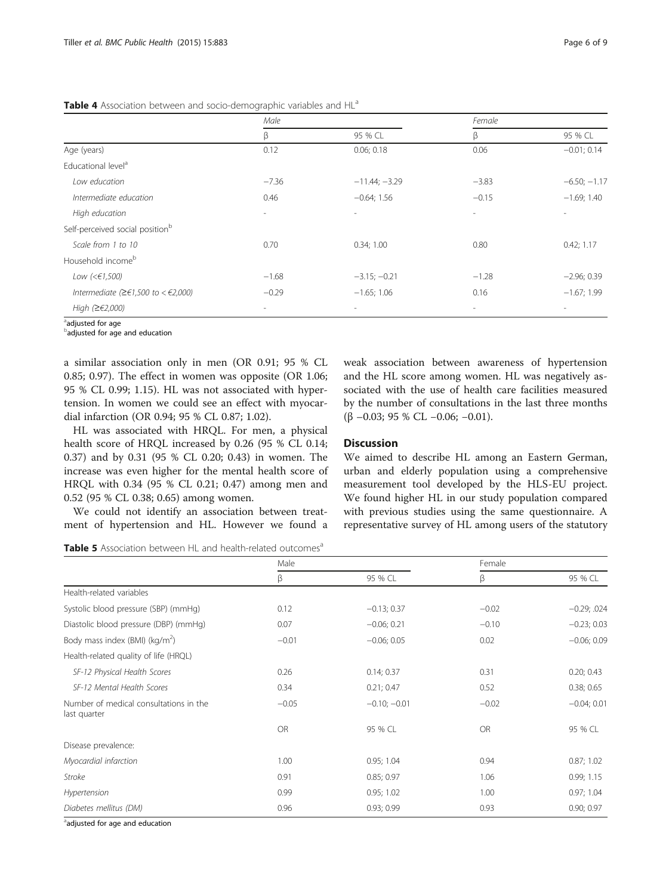**Table 4** Association between and socio-demographic variables and HL[a]

| | Male | | Female | |
|---|---|---|---|---|
| | β | 95 % CL | β | 95 % CL |
| Age (years) | 0.12 | 0.06; 0.18 | 0.06 | −0.01; 0.14 |
| Educational level[a] | | | | |
| *Low education* | −7.36 | −11.44; −3.29 | −3.83 | −6.50; −1.17 |
| *Intermediate education* | 0.46 | −0.64; 1.56 | −0.15 | −1.69; 1.40 |
| *High education* | - | - | - | - |
| Self-perceived social position[b] | | | | |
| *Scale from 1 to 10* | 0.70 | 0.34; 1.00 | 0.80 | 0.42; 1.17 |
| Household income[b] | | | | |
| *Low (<€1,500)* | −1.68 | −3.15; −0.21 | −1.28 | −2.96; 0.39 |
| *Intermediate (≥€1,500 to < €2,000)* | −0.29 | −1.65; 1.06 | 0.16 | −1.67; 1.99 |
| *High (≥€2,000)* | - | - | - | - |

[a]adjusted for age
[b]adjusted for age and education

a similar association only in men (OR 0.91; 95 % CL 0.85; 0.97). The effect in women was opposite (OR 1.06; 95 % CL 0.99; 1.15). HL was not associated with hypertension. In women we could see an effect with myocardial infarction (OR 0.94; 95 % CL 0.87; 1.02).

HL was associated with HRQL. For men, a physical health score of HRQL increased by 0.26 (95 % CL 0.14; 0.37) and by 0.31 (95 % CL 0.20; 0.43) in women. The increase was even higher for the mental health score of HRQL with 0.34 (95 % CL 0.21; 0.47) among men and 0.52 (95 % CL 0.38; 0.65) among women.

We could not identify an association between treatment of hypertension and HL. However we found a weak association between awareness of hypertension and the HL score among women. HL was negatively associated with the use of health care facilities measured by the number of consultations in the last three months (β −0.03; 95 % CL −0.06; −0.01).

## Discussion

We aimed to describe HL among an Eastern German, urban and elderly population using a comprehensive measurement tool developed by the HLS-EU project. We found higher HL in our study population compared with previous studies using the same questionnaire. A representative survey of HL among users of the statutory

**Table 5** Association between HL and health-related outcomes[a]

| | Male | | Female | |
|---|---|---|---|---|
| | β | 95 % CL | β | 95 % CL |
| Health-related variables | | | | |
| Systolic blood pressure (SBP) (mmHg) | 0.12 | −0.13; 0.37 | −0.02 | −0.29; .024 |
| Diastolic blood pressure (DBP) (mmHg) | 0.07 | −0.06; 0.21 | −0.10 | −0.23; 0.03 |
| Body mass index (BMI) (kg/m$^2$) | −0.01 | −0.06; 0.05 | 0.02 | −0.06; 0.09 |
| Health-related quality of life (HRQL) | | | | |
| *SF-12 Physical Health Scores* | 0.26 | 0.14; 0.37 | 0.31 | 0.20; 0.43 |
| *SF-12 Mental Health Scores* | 0.34 | 0.21; 0.47 | 0.52 | 0.38; 0.65 |
| Number of medical consultations in the last quarter | −0.05 | −0.10; −0.01 | −0.02 | −0.04; 0.01 |
| | OR | 95 % CL | OR | 95 % CL |
| Disease prevalence: | | | | |
| *Myocardial infarction* | 1.00 | 0.95; 1.04 | 0.94 | 0.87; 1.02 |
| *Stroke* | 0.91 | 0.85; 0.97 | 1.06 | 0.99; 1.15 |
| *Hypertension* | 0.99 | 0.95; 1.02 | 1.00 | 0.97; 1.04 |
| *Diabetes mellitus (DM)* | 0.96 | 0.93; 0.99 | 0.93 | 0.90; 0.97 |

[a]adjusted for age and education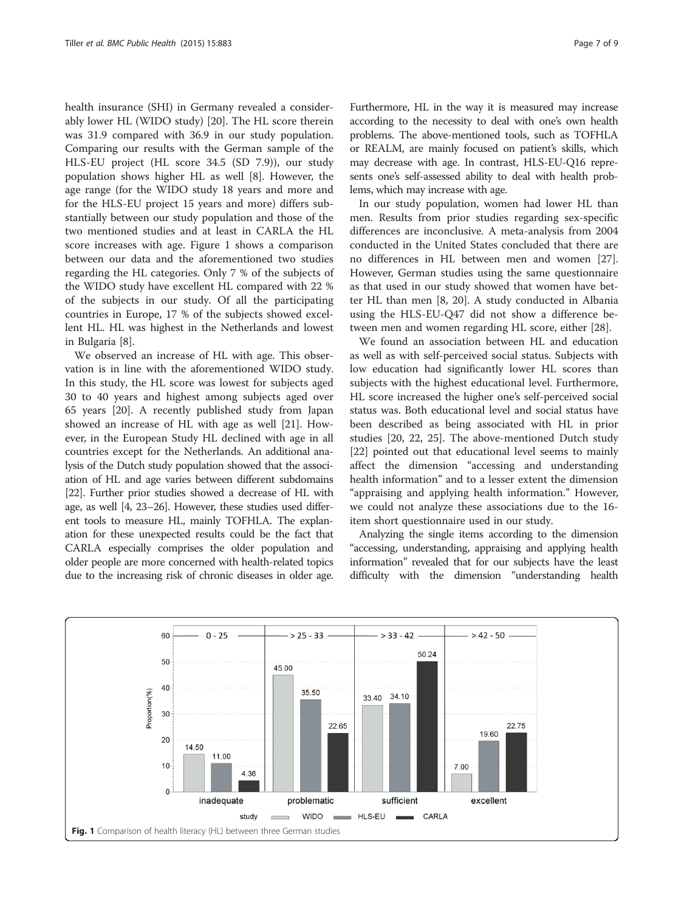health insurance (SHI) in Germany revealed a considerably lower HL (WIDO study) [20]. The HL score therein was 31.9 compared with 36.9 in our study population. Comparing our results with the German sample of the HLS-EU project (HL score 34.5 (SD 7.9)), our study population shows higher HL as well [8]. However, the age range (for the WIDO study 18 years and more and for the HLS-EU project 15 years and more) differs substantially between our study population and those of the two mentioned studies and at least in CARLA the HL score increases with age. Figure 1 shows a comparison between our data and the aforementioned two studies regarding the HL categories. Only 7 % of the subjects of the WIDO study have excellent HL compared with 22 % of the subjects in our study. Of all the participating countries in Europe, 17 % of the subjects showed excellent HL. HL was highest in the Netherlands and lowest in Bulgaria [8].

We observed an increase of HL with age. This observation is in line with the aforementioned WIDO study. In this study, the HL score was lowest for subjects aged 30 to 40 years and highest among subjects aged over 65 years [20]. A recently published study from Japan showed an increase of HL with age as well [21]. However, in the European Study HL declined with age in all countries except for the Netherlands. An additional analysis of the Dutch study population showed that the association of HL and age varies between different subdomains [22]. Further prior studies showed a decrease of HL with age, as well [4, 23–26]. However, these studies used different tools to measure HL, mainly TOFHLA. The explanation for these unexpected results could be the fact that CARLA especially comprises the older population and older people are more concerned with health-related topics due to the increasing risk of chronic diseases in older age. Furthermore, HL in the way it is measured may increase according to the necessity to deal with one's own health problems. The above-mentioned tools, such as TOFHLA or REALM, are mainly focused on patient's skills, which may decrease with age. In contrast, HLS-EU-Q16 represents one's self-assessed ability to deal with health problems, which may increase with age.

In our study population, women had lower HL than men. Results from prior studies regarding sex-specific differences are inconclusive. A meta-analysis from 2004 conducted in the United States concluded that there are no differences in HL between men and women [27]. However, German studies using the same questionnaire as that used in our study showed that women have better HL than men [8, 20]. A study conducted in Albania using the HLS-EU-Q47 did not show a difference between men and women regarding HL score, either [28].

We found an association between HL and education as well as with self-perceived social status. Subjects with low education had significantly lower HL scores than subjects with the highest educational level. Furthermore, HL score increased the higher one's self-perceived social status was. Both educational level and social status have been described as being associated with HL in prior studies [20, 22, 25]. The above-mentioned Dutch study [22] pointed out that educational level seems to mainly affect the dimension "accessing and understanding health information" and to a lesser extent the dimension "appraising and applying health information." However, we could not analyze these associations due to the 16-item short questionnaire used in our study.

Analyzing the single items according to the dimension "accessing, understanding, appraising and applying health information" revealed that for our subjects have the least difficulty with the dimension "understanding health

| HL category (score) | WIDO | HLS-EU | CARLA |
|---|---|---|---|
| inadequate (0 - 25) | 14.50 | 11.00 | 4.36 |
| problematic (> 25 - 33) | 45.00 | 35.50 | 22.65 |
| sufficient (> 33 - 42) | 33.40 | 34.10 | 50.24 |
| excellent (> 42 - 50) | 7.00 | 19.60 | 22.75 |

**Fig. 1** Comparison of health literacy (HL) between three German studies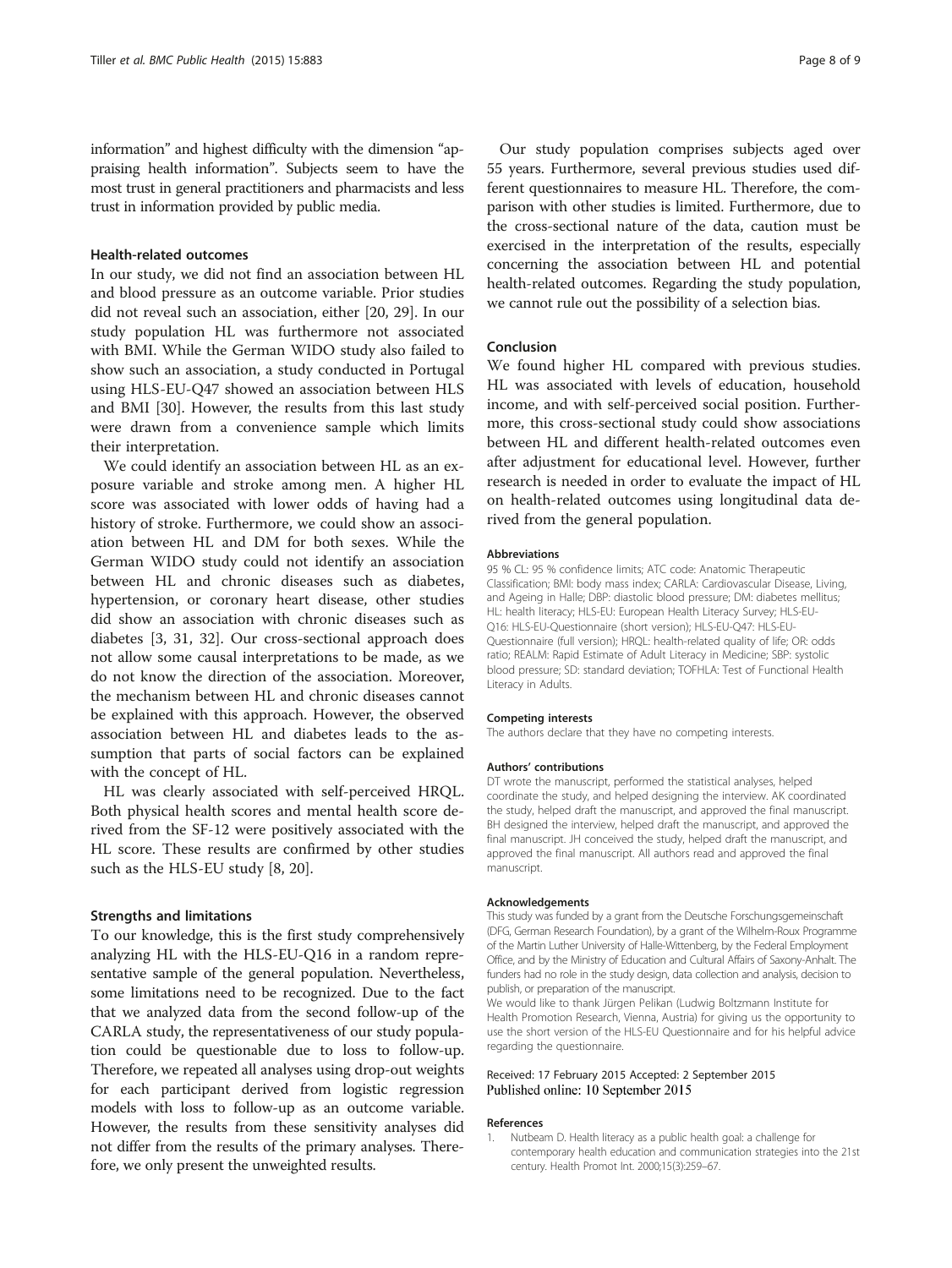information" and highest difficulty with the dimension "appraising health information". Subjects seem to have the most trust in general practitioners and pharmacists and less trust in information provided by public media.

### Health-related outcomes

In our study, we did not find an association between HL and blood pressure as an outcome variable. Prior studies did not reveal such an association, either [20, 29]. In our study population HL was furthermore not associated with BMI. While the German WIDO study also failed to show such an association, a study conducted in Portugal using HLS-EU-Q47 showed an association between HLS and BMI [30]. However, the results from this last study were drawn from a convenience sample which limits their interpretation.

We could identify an association between HL as an exposure variable and stroke among men. A higher HL score was associated with lower odds of having had a history of stroke. Furthermore, we could show an association between HL and DM for both sexes. While the German WIDO study could not identify an association between HL and chronic diseases such as diabetes, hypertension, or coronary heart disease, other studies did show an association with chronic diseases such as diabetes [3, 31, 32]. Our cross-sectional approach does not allow some causal interpretations to be made, as we do not know the direction of the association. Moreover, the mechanism between HL and chronic diseases cannot be explained with this approach. However, the observed association between HL and diabetes leads to the assumption that parts of social factors can be explained with the concept of HL.

HL was clearly associated with self-perceived HRQL. Both physical health scores and mental health score derived from the SF-12 were positively associated with the HL score. These results are confirmed by other studies such as the HLS-EU study [8, 20].

### Strengths and limitations

To our knowledge, this is the first study comprehensively analyzing HL with the HLS-EU-Q16 in a random representative sample of the general population. Nevertheless, some limitations need to be recognized. Due to the fact that we analyzed data from the second follow-up of the CARLA study, the representativeness of our study population could be questionable due to loss to follow-up. Therefore, we repeated all analyses using drop-out weights for each participant derived from logistic regression models with loss to follow-up as an outcome variable. However, the results from these sensitivity analyses did not differ from the results of the primary analyses. Therefore, we only present the unweighted results.

Our study population comprises subjects aged over 55 years. Furthermore, several previous studies used different questionnaires to measure HL. Therefore, the comparison with other studies is limited. Furthermore, due to the cross-sectional nature of the data, caution must be exercised in the interpretation of the results, especially concerning the association between HL and potential health-related outcomes. Regarding the study population, we cannot rule out the possibility of a selection bias.

## Conclusion

We found higher HL compared with previous studies. HL was associated with levels of education, household income, and with self-perceived social position. Furthermore, this cross-sectional study could show associations between HL and different health-related outcomes even after adjustment for educational level. However, further research is needed in order to evaluate the impact of HL on health-related outcomes using longitudinal data derived from the general population.

#### Abbreviations

95 % CL: 95 % confidence limits; ATC code: Anatomic Therapeutic Classification; BMI: body mass index; CARLA: Cardiovascular Disease, Living, and Ageing in Halle; DBP: diastolic blood pressure; DM: diabetes mellitus; HL: health literacy; HLS-EU: European Health Literacy Survey; HLS-EU-Q16: HLS-EU-Questionnaire (short version); HLS-EU-Q47: HLS-EU-Questionnaire (full version); HRQL: health-related quality of life; OR: odds ratio; REALM: Rapid Estimate of Adult Literacy in Medicine; SBP: systolic blood pressure; SD: standard deviation; TOFHLA: Test of Functional Health Literacy in Adults.

#### Competing interests

The authors declare that they have no competing interests.

#### Authors' contributions

DT wrote the manuscript, performed the statistical analyses, helped coordinate the study, and helped designing the interview. AK coordinated the study, helped draft the manuscript, and approved the final manuscript. BH designed the interview, helped draft the manuscript, and approved the final manuscript. JH conceived the study, helped draft the manuscript, and approved the final manuscript. All authors read and approved the final manuscript.

#### Acknowledgements

This study was funded by a grant from the Deutsche Forschungsgemeinschaft (DFG, German Research Foundation), by a grant of the Wilhelm-Roux Programme of the Martin Luther University of Halle-Wittenberg, by the Federal Employment Office, and by the Ministry of Education and Cultural Affairs of Saxony-Anhalt. The funders had no role in the study design, data collection and analysis, decision to publish, or preparation of the manuscript.

We would like to thank Jürgen Pelikan (Ludwig Boltzmann Institute for Health Promotion Research, Vienna, Austria) for giving us the opportunity to use the short version of the HLS-EU Questionnaire and for his helpful advice regarding the questionnaire.

Received: 17 February 2015 Accepted: 2 September 2015
Published online: 10 September 2015

#### References

1. Nutbeam D. Health literacy as a public health goal: a challenge for contemporary health education and communication strategies into the 21st century. Health Promot Int. 2000;15(3):259–67.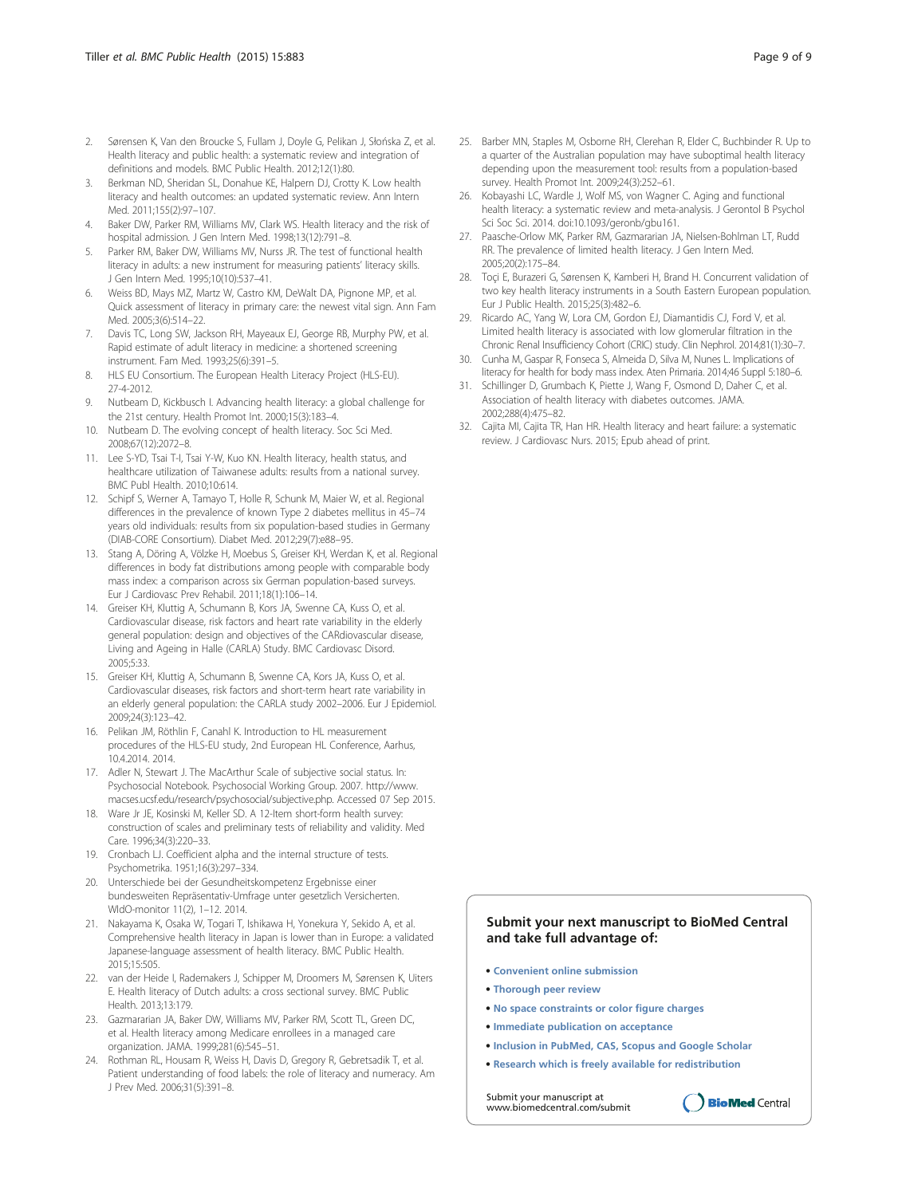2. Sørensen K, Van den Broucke S, Fullam J, Doyle G, Pelikan J, Słońska Z, et al. Health literacy and public health: a systematic review and integration of definitions and models. BMC Public Health. 2012;12(1):80.
3. Berkman ND, Sheridan SL, Donahue KE, Halpern DJ, Crotty K. Low health literacy and health outcomes: an updated systematic review. Ann Intern Med. 2011;155(2):97–107.
4. Baker DW, Parker RM, Williams MV, Clark WS. Health literacy and the risk of hospital admission. J Gen Intern Med. 1998;13(12):791–8.
5. Parker RM, Baker DW, Williams MV, Nurss JR. The test of functional health literacy in adults: a new instrument for measuring patients' literacy skills. J Gen Intern Med. 1995;10(10):537–41.
6. Weiss BD, Mays MZ, Martz W, Castro KM, DeWalt DA, Pignone MP, et al. Quick assessment of literacy in primary care: the newest vital sign. Ann Fam Med. 2005;3(6):514–22.
7. Davis TC, Long SW, Jackson RH, Mayeaux EJ, George RB, Murphy PW, et al. Rapid estimate of adult literacy in medicine: a shortened screening instrument. Fam Med. 1993;25(6):391–5.
8. HLS EU Consortium. The European Health Literacy Project (HLS-EU). 27-4-2012.
9. Nutbeam D, Kickbusch I. Advancing health literacy: a global challenge for the 21st century. Health Promot Int. 2000;15(3):183–4.
10. Nutbeam D. The evolving concept of health literacy. Soc Sci Med. 2008;67(12):2072–8.
11. Lee S-YD, Tsai T-I, Tsai Y-W, Kuo KN. Health literacy, health status, and healthcare utilization of Taiwanese adults: results from a national survey. BMC Publ Health. 2010;10:614.
12. Schipf S, Werner A, Tamayo T, Holle R, Schunk M, Maier W, et al. Regional differences in the prevalence of known Type 2 diabetes mellitus in 45–74 years old individuals: results from six population-based studies in Germany (DIAB-CORE Consortium). Diabet Med. 2012;29(7):e88–95.
13. Stang A, Döring A, Völzke H, Moebus S, Greiser KH, Werdan K, et al. Regional differences in body fat distributions among people with comparable body mass index: a comparison across six German population-based surveys. Eur J Cardiovasc Prev Rehabil. 2011;18(1):106–14.
14. Greiser KH, Kluttig A, Schumann B, Kors JA, Swenne CA, Kuss O, et al. Cardiovascular disease, risk factors and heart rate variability in the elderly general population: design and objectives of the CARdiovascular disease, Living and Ageing in Halle (CARLA) Study. BMC Cardiovasc Disord. 2005;5:33.
15. Greiser KH, Kluttig A, Schumann B, Swenne CA, Kors JA, Kuss O, et al. Cardiovascular diseases, risk factors and short-term heart rate variability in an elderly general population: the CARLA study 2002–2006. Eur J Epidemiol. 2009;24(3):123–42.
16. Pelikan JM, Röthlin F, Canahl K. Introduction to HL measurement procedures of the HLS-EU study, 2nd European HL Conference, Aarhus, 10.4.2014. 2014.
17. Adler N, Stewart J. The MacArthur Scale of subjective social status. In: Psychosocial Notebook. Psychosocial Working Group. 2007. http://www.macses.ucsf.edu/research/psychosocial/subjective.php. Accessed 07 Sep 2015.
18. Ware Jr JE, Kosinski M, Keller SD. A 12-Item short-form health survey: construction of scales and preliminary tests of reliability and validity. Med Care. 1996;34(3):220–33.
19. Cronbach LJ. Coefficient alpha and the internal structure of tests. Psychometrika. 1951;16(3):297–334.
20. Unterschiede bei der Gesundheitskompetenz Ergebnisse einer bundesweiten Repräsentativ-Umfrage unter gesetzlich Versicherten. WIdO-monitor 11(2), 1–12. 2014.
21. Nakayama K, Osaka W, Togari T, Ishikawa H, Yonekura Y, Sekido A, et al. Comprehensive health literacy in Japan is lower than in Europe: a validated Japanese-language assessment of health literacy. BMC Public Health. 2015;15:505.
22. van der Heide I, Rademakers J, Schipper M, Droomers M, Sørensen K, Uiters E. Health literacy of Dutch adults: a cross sectional survey. BMC Public Health. 2013;13:179.
23. Gazmararian JA, Baker DW, Williams MV, Parker RM, Scott TL, Green DC, et al. Health literacy among Medicare enrollees in a managed care organization. JAMA. 1999;281(6):545–51.
24. Rothman RL, Housam R, Weiss H, Davis D, Gregory R, Gebretsadik T, et al. Patient understanding of food labels: the role of literacy and numeracy. Am J Prev Med. 2006;31(5):391–8.
25. Barber MN, Staples M, Osborne RH, Clerehan R, Elder C, Buchbinder R. Up to a quarter of the Australian population may have suboptimal health literacy depending upon the measurement tool: results from a population-based survey. Health Promot Int. 2009;24(3):252–61.
26. Kobayashi LC, Wardle J, Wolf MS, von Wagner C. Aging and functional health literacy: a systematic review and meta-analysis. J Gerontol B Psychol Sci Soc Sci. 2014. doi:10.1093/geronb/gbu161.
27. Paasche-Orlow MK, Parker RM, Gazmararian JA, Nielsen-Bohlman LT, Rudd RR. The prevalence of limited health literacy. J Gen Intern Med. 2005;20(2):175–84.
28. Toçi E, Burazeri G, Sørensen K, Kamberi H, Brand H. Concurrent validation of two key health literacy instruments in a South Eastern European population. Eur J Public Health. 2015;25(3):482–6.
29. Ricardo AC, Yang W, Lora CM, Gordon EJ, Diamantidis CJ, Ford V, et al. Limited health literacy is associated with low glomerular filtration in the Chronic Renal Insufficiency Cohort (CRIC) study. Clin Nephrol. 2014;81(1):30–7.
30. Cunha M, Gaspar R, Fonseca S, Almeida D, Silva M, Nunes L. Implications of literacy for health for body mass index. Aten Primaria. 2014;46 Suppl 5:180–6.
31. Schillinger D, Grumbach K, Piette J, Wang F, Osmond D, Daher C, et al. Association of health literacy with diabetes outcomes. JAMA. 2002;288(4):475–82.
32. Cajita MI, Cajita TR, Han HR. Health literacy and heart failure: a systematic review. J Cardiovasc Nurs. 2015; Epub ahead of print.

**Submit your next manuscript to BioMed Central and take full advantage of:**

- **Convenient online submission**
- **Thorough peer review**
- **No space constraints or color figure charges**
- **Immediate publication on acceptance**
- **Inclusion in PubMed, CAS, Scopus and Google Scholar**
- **Research which is freely available for redistribution**

Submit your manuscript at www.biomedcentral.com/submit

BioMed Central